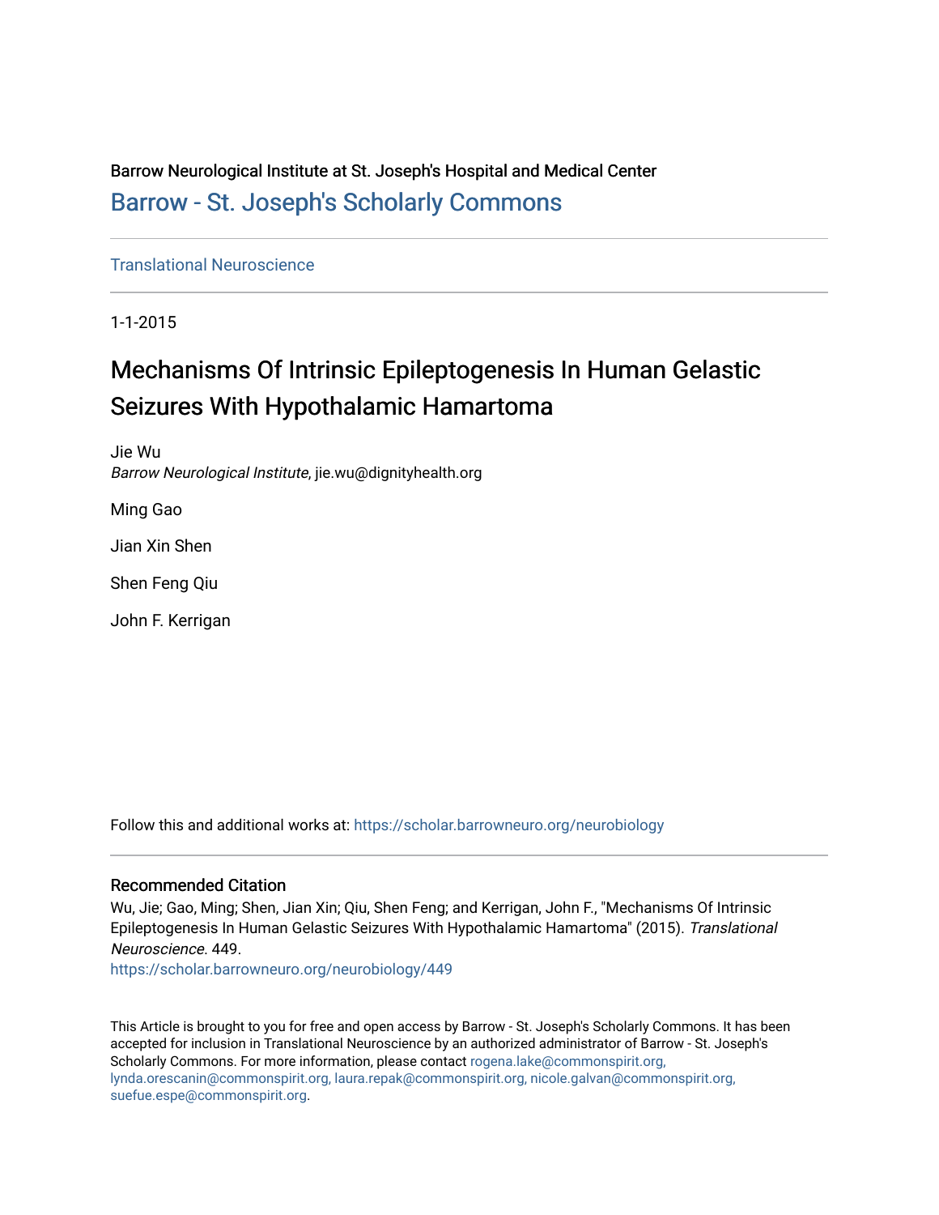Barrow Neurological Institute at St. Joseph's Hospital and Medical Center

Barrow - St. Joseph's Scholarly Commons

Translational Neuroscience

1-1-2015

# Mechanisms Of Intrinsic Epileptogenesis In Human Gelastic Seizures With Hypothalamic Hamartoma

Jie Wu
*Barrow Neurological Institute*, jie.wu@dignityhealth.org

Ming Gao

Jian Xin Shen

Shen Feng Qiu

John F. Kerrigan

Follow this and additional works at: https://scholar.barrowneuro.org/neurobiology

## Recommended Citation

Wu, Jie; Gao, Ming; Shen, Jian Xin; Qiu, Shen Feng; and Kerrigan, John F., "Mechanisms Of Intrinsic Epileptogenesis In Human Gelastic Seizures With Hypothalamic Hamartoma" (2015). *Translational Neuroscience*. 449.
https://scholar.barrowneuro.org/neurobiology/449

This Article is brought to you for free and open access by Barrow - St. Joseph's Scholarly Commons. It has been accepted for inclusion in Translational Neuroscience by an authorized administrator of Barrow - St. Joseph's Scholarly Commons. For more information, please contact rogena.lake@commonspirit.org, lynda.orescanin@commonspirit.org, laura.repak@commonspirit.org, nicole.galvan@commonspirit.org, suefue.espe@commonspirit.org.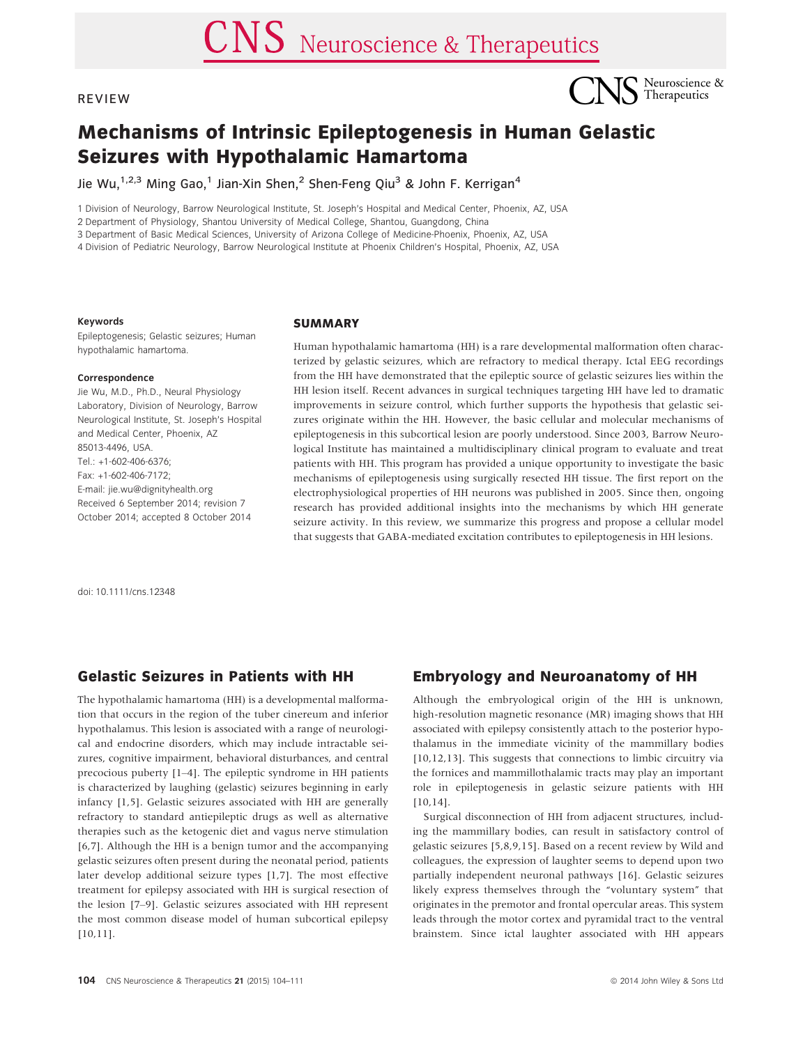REVIEW

# Mechanisms of Intrinsic Epileptogenesis in Human Gelastic Seizures with Hypothalamic Hamartoma

Jie Wu,[1,2,3] Ming Gao,[1] Jian-Xin Shen,[2] Shen-Feng Qiu[3] & John F. Kerrigan[4]

1 Division of Neurology, Barrow Neurological Institute, St. Joseph's Hospital and Medical Center, Phoenix, AZ, USA
2 Department of Physiology, Shantou University of Medical College, Shantou, Guangdong, China
3 Department of Basic Medical Sciences, University of Arizona College of Medicine-Phoenix, Phoenix, AZ, USA
4 Division of Pediatric Neurology, Barrow Neurological Institute at Phoenix Children's Hospital, Phoenix, AZ, USA

**Keywords**

Epileptogenesis; Gelastic seizures; Human hypothalamic hamartoma.

**Correspondence**

Jie Wu, M.D., Ph.D., Neural Physiology Laboratory, Division of Neurology, Barrow Neurological Institute, St. Joseph's Hospital and Medical Center, Phoenix, AZ 85013-4496, USA.
Tel.: +1-602-406-6376;
Fax: +1-602-406-7172;
E-mail: jie.wu@dignityhealth.org
Received 6 September 2014; revision 7 October 2014; accepted 8 October 2014

## SUMMARY

Human hypothalamic hamartoma (HH) is a rare developmental malformation often characterized by gelastic seizures, which are refractory to medical therapy. Ictal EEG recordings from the HH have demonstrated that the epileptic source of gelastic seizures lies within the HH lesion itself. Recent advances in surgical techniques targeting HH have led to dramatic improvements in seizure control, which further supports the hypothesis that gelastic seizures originate within the HH. However, the basic cellular and molecular mechanisms of epileptogenesis in this subcortical lesion are poorly understood. Since 2003, Barrow Neurological Institute has maintained a multidisciplinary clinical program to evaluate and treat patients with HH. This program has provided a unique opportunity to investigate the basic mechanisms of epileptogenesis using surgically resected HH tissue. The first report on the electrophysiological properties of HH neurons was published in 2005. Since then, ongoing research has provided additional insights into the mechanisms by which HH generate seizure activity. In this review, we summarize this progress and propose a cellular model that suggests that GABA-mediated excitation contributes to epileptogenesis in HH lesions.

doi: 10.1111/cns.12348

## Gelastic Seizures in Patients with HH

The hypothalamic hamartoma (HH) is a developmental malformation that occurs in the region of the tuber cinereum and inferior hypothalamus. This lesion is associated with a range of neurological and endocrine disorders, which may include intractable seizures, cognitive impairment, behavioral disturbances, and central precocious puberty [1–4]. The epileptic syndrome in HH patients is characterized by laughing (gelastic) seizures beginning in early infancy [1,5]. Gelastic seizures associated with HH are generally refractory to standard antiepileptic drugs as well as alternative therapies such as the ketogenic diet and vagus nerve stimulation [6,7]. Although the HH is a benign tumor and the accompanying gelastic seizures often present during the neonatal period, patients later develop additional seizure types [1,7]. The most effective treatment for epilepsy associated with HH is surgical resection of the lesion [7–9]. Gelastic seizures associated with HH represent the most common disease model of human subcortical epilepsy [10,11].

## Embryology and Neuroanatomy of HH

Although the embryological origin of the HH is unknown, high-resolution magnetic resonance (MR) imaging shows that HH associated with epilepsy consistently attach to the posterior hypothalamus in the immediate vicinity of the mammillary bodies [10,12,13]. This suggests that connections to limbic circuitry via the fornices and mammillothalamic tracts may play an important role in epileptogenesis in gelastic seizure patients with HH [10,14].

Surgical disconnection of HH from adjacent structures, including the mammillary bodies, can result in satisfactory control of gelastic seizures [5,8,9,15]. Based on a recent review by Wild and colleagues, the expression of laughter seems to depend upon two partially independent neuronal pathways [16]. Gelastic seizures likely express themselves through the "voluntary system" that originates in the premotor and frontal opercular areas. This system leads through the motor cortex and pyramidal tract to the ventral brainstem. Since ictal laughter associated with HH appears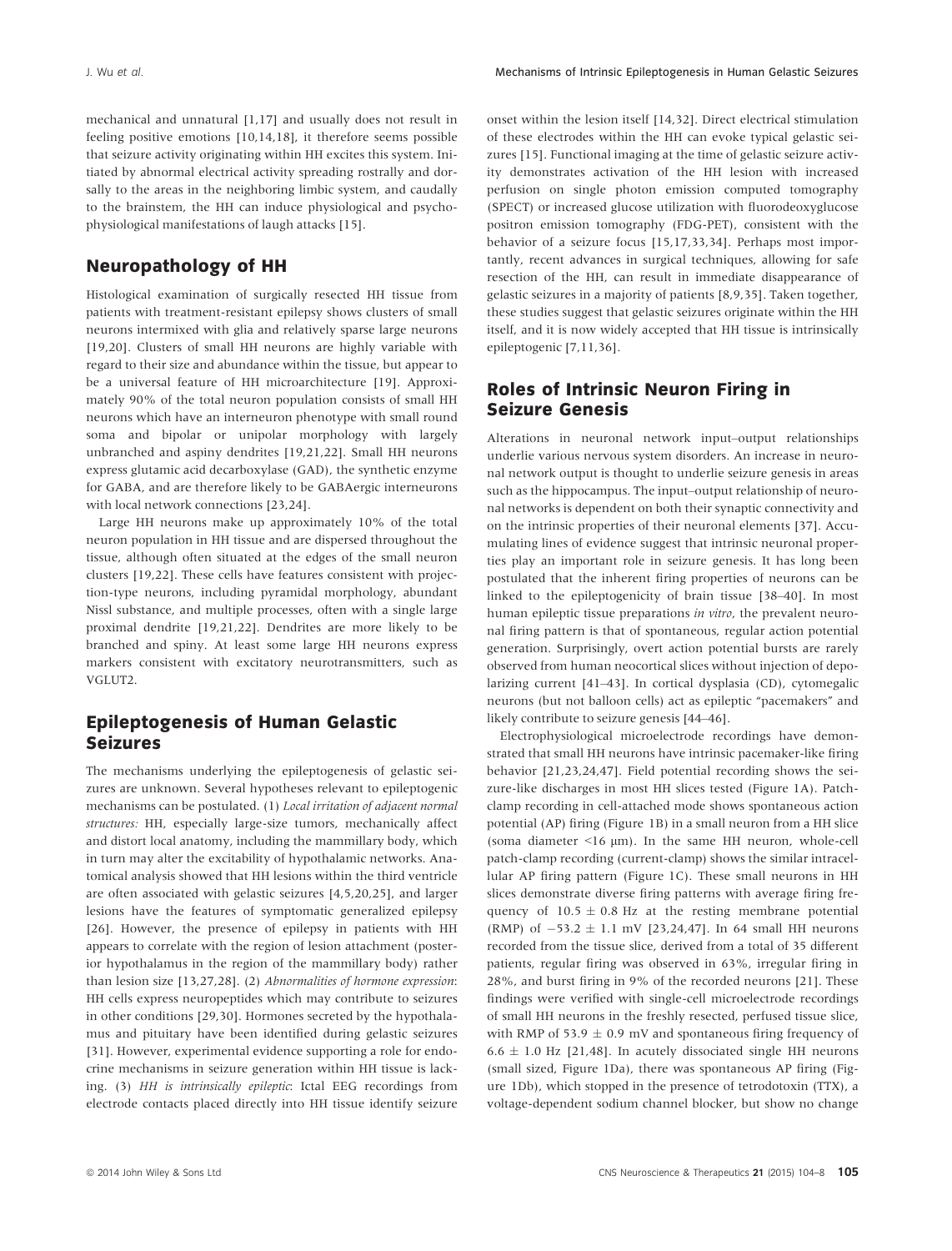mechanical and unnatural [1,17] and usually does not result in feeling positive emotions [10,14,18], it therefore seems possible that seizure activity originating within HH excites this system. Initiated by abnormal electrical activity spreading rostrally and dorsally to the areas in the neighboring limbic system, and caudally to the brainstem, the HH can induce physiological and psychophysiological manifestations of laugh attacks [15].

## Neuropathology of HH

Histological examination of surgically resected HH tissue from patients with treatment-resistant epilepsy shows clusters of small neurons intermixed with glia and relatively sparse large neurons [19,20]. Clusters of small HH neurons are highly variable with regard to their size and abundance within the tissue, but appear to be a universal feature of HH microarchitecture [19]. Approximately 90% of the total neuron population consists of small HH neurons which have an interneuron phenotype with small round soma and bipolar or unipolar morphology with largely unbranched and aspiny dendrites [19,21,22]. Small HH neurons express glutamic acid decarboxylase (GAD), the synthetic enzyme for GABA, and are therefore likely to be GABAergic interneurons with local network connections [23,24].

Large HH neurons make up approximately 10% of the total neuron population in HH tissue and are dispersed throughout the tissue, although often situated at the edges of the small neuron clusters [19,22]. These cells have features consistent with projection-type neurons, including pyramidal morphology, abundant Nissl substance, and multiple processes, often with a single large proximal dendrite [19,21,22]. Dendrites are more likely to be branched and spiny. At least some large HH neurons express markers consistent with excitatory neurotransmitters, such as VGLUT2.

## Epileptogenesis of Human Gelastic Seizures

The mechanisms underlying the epileptogenesis of gelastic seizures are unknown. Several hypotheses relevant to epileptogenic mechanisms can be postulated. (1) *Local irritation of adjacent normal structures:* HH, especially large-size tumors, mechanically affect and distort local anatomy, including the mammillary body, which in turn may alter the excitability of hypothalamic networks. Anatomical analysis showed that HH lesions within the third ventricle are often associated with gelastic seizures [4,5,20,25], and larger lesions have the features of symptomatic generalized epilepsy [26]. However, the presence of epilepsy in patients with HH appears to correlate with the region of lesion attachment (posterior hypothalamus in the region of the mammillary body) rather than lesion size [13,27,28]. (2) *Abnormalities of hormone expression*: HH cells express neuropeptides which may contribute to seizures in other conditions [29,30]. Hormones secreted by the hypothalamus and pituitary have been identified during gelastic seizures [31]. However, experimental evidence supporting a role for endocrine mechanisms in seizure generation within HH tissue is lacking. (3) *HH is intrinsically epileptic*: Ictal EEG recordings from electrode contacts placed directly into HH tissue identify seizure onset within the lesion itself [14,32]. Direct electrical stimulation of these electrodes within the HH can evoke typical gelastic seizures [15]. Functional imaging at the time of gelastic seizure activity demonstrates activation of the HH lesion with increased perfusion on single photon emission computed tomography (SPECT) or increased glucose utilization with fluorodeoxyglucose positron emission tomography (FDG-PET), consistent with the behavior of a seizure focus [15,17,33,34]. Perhaps most importantly, recent advances in surgical techniques, allowing for safe resection of the HH, can result in immediate disappearance of gelastic seizures in a majority of patients [8,9,35]. Taken together, these studies suggest that gelastic seizures originate within the HH itself, and it is now widely accepted that HH tissue is intrinsically epileptogenic [7,11,36].

## Roles of Intrinsic Neuron Firing in Seizure Genesis

Alterations in neuronal network input–output relationships underlie various nervous system disorders. An increase in neuronal network output is thought to underlie seizure genesis in areas such as the hippocampus. The input–output relationship of neuronal networks is dependent on both their synaptic connectivity and on the intrinsic properties of their neuronal elements [37]. Accumulating lines of evidence suggest that intrinsic neuronal properties play an important role in seizure genesis. It has long been postulated that the inherent firing properties of neurons can be linked to the epileptogenicity of brain tissue [38–40]. In most human epileptic tissue preparations *in vitro*, the prevalent neuronal firing pattern is that of spontaneous, regular action potential generation. Surprisingly, overt action potential bursts are rarely observed from human neocortical slices without injection of depolarizing current [41–43]. In cortical dysplasia (CD), cytomegalic neurons (but not balloon cells) act as epileptic "pacemakers" and likely contribute to seizure genesis [44–46].

Electrophysiological microelectrode recordings have demonstrated that small HH neurons have intrinsic pacemaker-like firing behavior [21,23,24,47]. Field potential recording shows the seizure-like discharges in most HH slices tested (Figure 1A). Patch-clamp recording in cell-attached mode shows spontaneous action potential (AP) firing (Figure 1B) in a small neuron from a HH slice (soma diameter <16 μm). In the same HH neuron, whole-cell patch-clamp recording (current-clamp) shows the similar intracellular AP firing pattern (Figure 1C). These small neurons in HH slices demonstrate diverse firing patterns with average firing frequency of $10.5 \pm 0.8$ Hz at the resting membrane potential (RMP) of $-53.2 \pm 1.1$ mV [23,24,47]. In 64 small HH neurons recorded from the tissue slice, derived from a total of 35 different patients, regular firing was observed in 63%, irregular firing in 28%, and burst firing in 9% of the recorded neurons [21]. These findings were verified with single-cell microelectrode recordings of small HH neurons in the freshly resected, perfused tissue slice, with RMP of $53.9 \pm 0.9$ mV and spontaneous firing frequency of $6.6 \pm 1.0$ Hz [21,48]. In acutely dissociated single HH neurons (small sized, Figure 1Da), there was spontaneous AP firing (Figure 1Db), which stopped in the presence of tetrodotoxin (TTX), a voltage-dependent sodium channel blocker, but show no change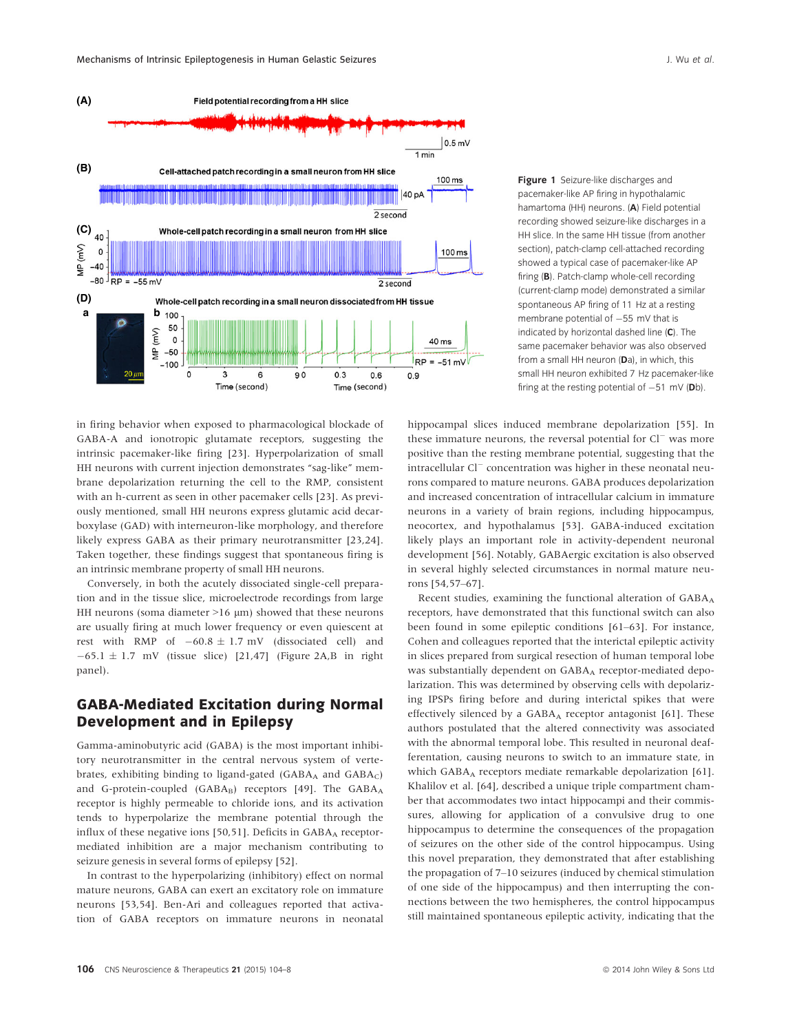**Figure 1** Seizure-like discharges and pacemaker-like AP firing in hypothalamic hamartoma (HH) neurons. (**A**) Field potential recording showed seizure-like discharges in a HH slice. In the same HH tissue (from another section), patch-clamp cell-attached recording showed a typical case of pacemaker-like AP firing (**B**). Patch-clamp whole-cell recording (current-clamp mode) demonstrated a similar spontaneous AP firing of 11 Hz at a resting membrane potential of −55 mV that is indicated by horizontal dashed line (**C**). The same pacemaker behavior was also observed from a small HH neuron (**D**a), in which, this small HH neuron exhibited 7 Hz pacemaker-like firing at the resting potential of −51 mV (**D**b).

in firing behavior when exposed to pharmacological blockade of GABA-A and ionotropic glutamate receptors, suggesting the intrinsic pacemaker-like firing [23]. Hyperpolarization of small HH neurons with current injection demonstrates "sag-like" membrane depolarization returning the cell to the RMP, consistent with an h-current as seen in other pacemaker cells [23]. As previously mentioned, small HH neurons express glutamic acid decarboxylase (GAD) with interneuron-like morphology, and therefore likely express GABA as their primary neurotransmitter [23,24]. Taken together, these findings suggest that spontaneous firing is an intrinsic membrane property of small HH neurons.

Conversely, in both the acutely dissociated single-cell preparation and in the tissue slice, microelectrode recordings from large HH neurons (soma diameter >16 μm) showed that these neurons are usually firing at much lower frequency or even quiescent at rest with RMP of $-60.8 \pm 1.7$ mV (dissociated cell) and $-65.1 \pm 1.7$ mV (tissue slice) [21,47] (Figure 2A,B in right panel).

## GABA-Mediated Excitation during Normal Development and in Epilepsy

Gamma-aminobutyric acid (GABA) is the most important inhibitory neurotransmitter in the central nervous system of vertebrates, exhibiting binding to ligand-gated ($GABA_A$ and $GABA_C$) and G-protein-coupled ($GABA_B$) receptors [49]. The $GABA_A$ receptor is highly permeable to chloride ions, and its activation tends to hyperpolarize the membrane potential through the influx of these negative ions [50,51]. Deficits in $GABA_A$ receptor-mediated inhibition are a major mechanism contributing to seizure genesis in several forms of epilepsy [52].

In contrast to the hyperpolarizing (inhibitory) effect on normal mature neurons, GABA can exert an excitatory role on immature neurons [53,54]. Ben-Ari and colleagues reported that activation of GABA receptors on immature neurons in neonatal hippocampal slices induced membrane depolarization [55]. In these immature neurons, the reversal potential for $Cl^-$ was more positive than the resting membrane potential, suggesting that the intracellular $Cl^-$ concentration was higher in these neonatal neurons compared to mature neurons. GABA produces depolarization and increased concentration of intracellular calcium in immature neurons in a variety of brain regions, including hippocampus, neocortex, and hypothalamus [53]. GABA-induced excitation likely plays an important role in activity-dependent neuronal development [56]. Notably, GABAergic excitation is also observed in several highly selected circumstances in normal mature neurons [54,57–67].

Recent studies, examining the functional alteration of $GABA_A$ receptors, have demonstrated that this functional switch can also been found in some epileptic conditions [61–63]. For instance, Cohen and colleagues reported that the interictal epileptic activity in slices prepared from surgical resection of human temporal lobe was substantially dependent on $GABA_A$ receptor-mediated depolarization. This was determined by observing cells with depolarizing IPSPs firing before and during interictal spikes that were effectively silenced by a $GABA_A$ receptor antagonist [61]. These authors postulated that the altered connectivity was associated with the abnormal temporal lobe. This resulted in neuronal deafferentation, causing neurons to switch to an immature state, in which $GABA_A$ receptors mediate remarkable depolarization [61]. Khalilov et al. [64], described a unique triple compartment chamber that accommodates two intact hippocampi and their commissures, allowing for application of a convulsive drug to one hippocampus to determine the consequences of the propagation of seizures on the other side of the control hippocampus. Using this novel preparation, they demonstrated that after establishing the propagation of 7–10 seizures (induced by chemical stimulation of one side of the hippocampus) and then interrupting the connections between the two hemispheres, the control hippocampus still maintained spontaneous epileptic activity, indicating that the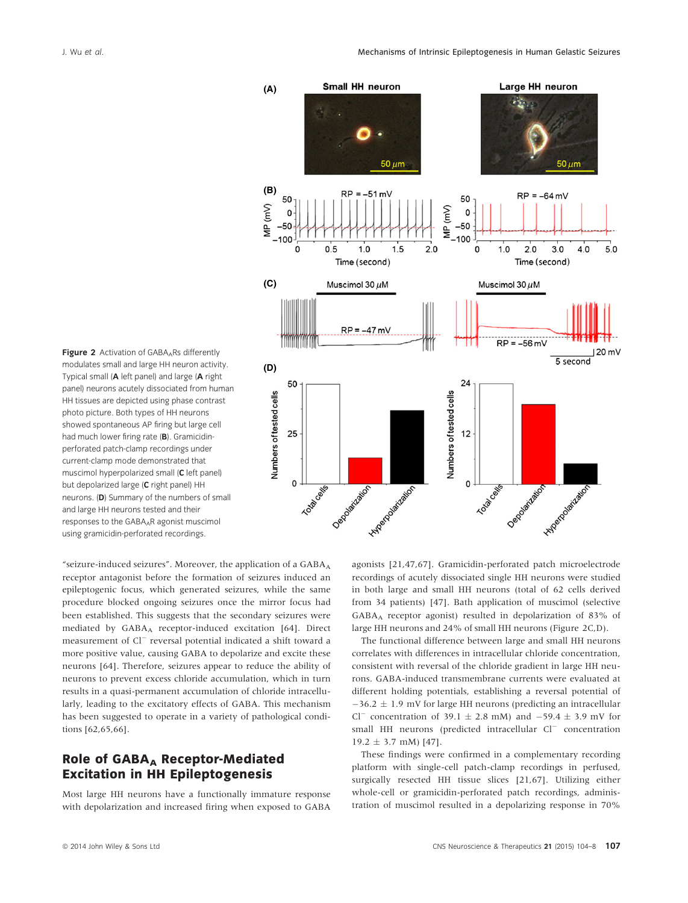Figure 2 Activation of $GABA_A$Rs differently modulates small and large HH neuron activity. Typical small (**A** left panel) and large (**A** right panel) neurons acutely dissociated from human HH tissues are depicted using phase contrast photo picture. Both types of HH neurons showed spontaneous AP firing but large cell had much lower firing rate (**B**). Gramicidin-perforated patch-clamp recordings under current-clamp mode demonstrated that muscimol hyperpolarized small (**C** left panel) but depolarized large (**C** right panel) HH neurons. (**D**) Summary of the numbers of small and large HH neurons tested and their responses to the $GABA_A$R agonist muscimol using gramicidin-perforated recordings.

"seizure-induced seizures". Moreover, the application of a $GABA_A$ receptor antagonist before the formation of seizures induced an epileptogenic focus, which generated seizures, while the same procedure blocked ongoing seizures once the mirror focus had been established. This suggests that the secondary seizures were mediated by $GABA_A$ receptor-induced excitation [64]. Direct measurement of $Cl^-$ reversal potential indicated a shift toward a more positive value, causing GABA to depolarize and excite these neurons [64]. Therefore, seizures appear to reduce the ability of neurons to prevent excess chloride accumulation, which in turn results in a quasi-permanent accumulation of chloride intracellularly, leading to the excitatory effects of GABA. This mechanism has been suggested to operate in a variety of pathological conditions [62,65,66].

## Role of $GABA_A$ Receptor-Mediated Excitation in HH Epileptogenesis

Most large HH neurons have a functionally immature response with depolarization and increased firing when exposed to GABA agonists [21,47,67]. Gramicidin-perforated patch microelectrode recordings of acutely dissociated single HH neurons were studied in both large and small HH neurons (total of 62 cells derived from 34 patients) [47]. Bath application of muscimol (selective $GABA_A$ receptor agonist) resulted in depolarization of 83% of large HH neurons and 24% of small HH neurons (Figure 2C,D).

The functional difference between large and small HH neurons correlates with differences in intracellular chloride concentration, consistent with reversal of the chloride gradient in large HH neurons. GABA-induced transmembrane currents were evaluated at different holding potentials, establishing a reversal potential of $-36.2 \pm 1.9$ mV for large HH neurons (predicting an intracellular $Cl^-$ concentration of $39.1 \pm 2.8$ mM) and $-59.4 \pm 3.9$ mV for small HH neurons (predicted intracellular $Cl^-$ concentration $19.2 \pm 3.7$ mM) [47].

These findings were confirmed in a complementary recording platform with single-cell patch-clamp recordings in perfused, surgically resected HH tissue slices [21,67]. Utilizing either whole-cell or gramicidin-perforated patch recordings, administration of muscimol resulted in a depolarizing response in 70%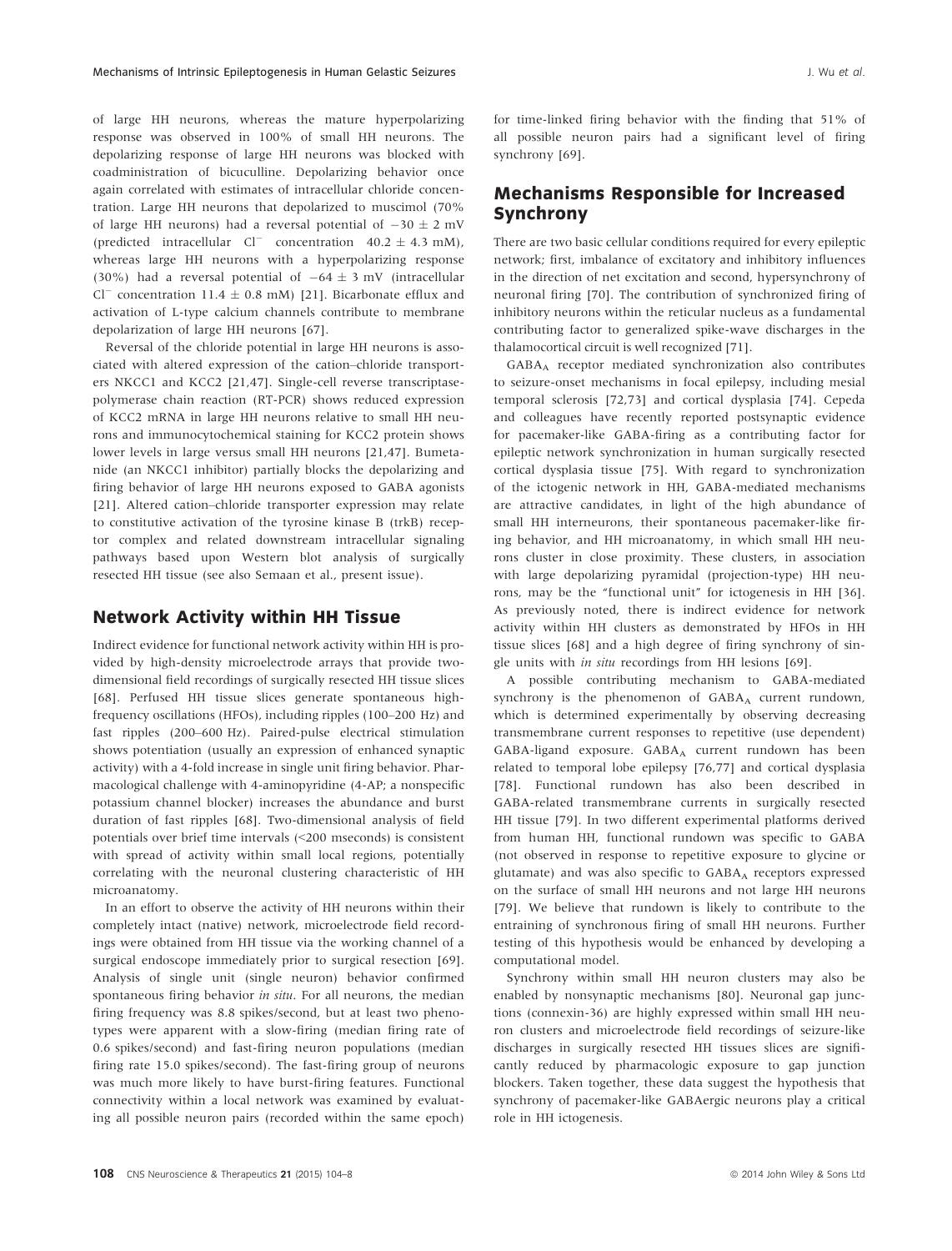of large HH neurons, whereas the mature hyperpolarizing response was observed in 100% of small HH neurons. The depolarizing response of large HH neurons was blocked with coadministration of bicuculline. Depolarizing behavior once again correlated with estimates of intracellular chloride concentration. Large HH neurons that depolarized to muscimol (70% of large HH neurons) had a reversal potential of $-30 \pm 2$ mV (predicted intracellular $Cl^-$ concentration $40.2 \pm 4.3$ mM), whereas large HH neurons with a hyperpolarizing response (30%) had a reversal potential of $-64 \pm 3$ mV (intracellular $Cl^-$ concentration $11.4 \pm 0.8$ mM) [21]. Bicarbonate efflux and activation of L-type calcium channels contribute to membrane depolarization of large HH neurons [67].

Reversal of the chloride potential in large HH neurons is associated with altered expression of the cation–chloride transporters NKCC1 and KCC2 [21,47]. Single-cell reverse transcriptase-polymerase chain reaction (RT-PCR) shows reduced expression of KCC2 mRNA in large HH neurons relative to small HH neurons and immunocytochemical staining for KCC2 protein shows lower levels in large versus small HH neurons [21,47]. Bumetanide (an NKCC1 inhibitor) partially blocks the depolarizing and firing behavior of large HH neurons exposed to GABA agonists [21]. Altered cation–chloride transporter expression may relate to constitutive activation of the tyrosine kinase B (trkB) receptor complex and related downstream intracellular signaling pathways based upon Western blot analysis of surgically resected HH tissue (see also Semaan et al., present issue).

## Network Activity within HH Tissue

Indirect evidence for functional network activity within HH is provided by high-density microelectrode arrays that provide two-dimensional field recordings of surgically resected HH tissue slices [68]. Perfused HH tissue slices generate spontaneous high-frequency oscillations (HFOs), including ripples (100–200 Hz) and fast ripples (200–600 Hz). Paired-pulse electrical stimulation shows potentiation (usually an expression of enhanced synaptic activity) with a 4-fold increase in single unit firing behavior. Pharmacological challenge with 4-aminopyridine (4-AP; a nonspecific potassium channel blocker) increases the abundance and burst duration of fast ripples [68]. Two-dimensional analysis of field potentials over brief time intervals (<200 mseconds) is consistent with spread of activity within small local regions, potentially correlating with the neuronal clustering characteristic of HH microanatomy.

In an effort to observe the activity of HH neurons within their completely intact (native) network, microelectrode field recordings were obtained from HH tissue via the working channel of a surgical endoscope immediately prior to surgical resection [69]. Analysis of single unit (single neuron) behavior confirmed spontaneous firing behavior *in situ*. For all neurons, the median firing frequency was 8.8 spikes/second, but at least two phenotypes were apparent with a slow-firing (median firing rate of 0.6 spikes/second) and fast-firing neuron populations (median firing rate 15.0 spikes/second). The fast-firing group of neurons was much more likely to have burst-firing features. Functional connectivity within a local network was examined by evaluating all possible neuron pairs (recorded within the same epoch) for time-linked firing behavior with the finding that 51% of all possible neuron pairs had a significant level of firing synchrony [69].

## Mechanisms Responsible for Increased Synchrony

There are two basic cellular conditions required for every epileptic network; first, imbalance of excitatory and inhibitory influences in the direction of net excitation and second, hypersynchrony of neuronal firing [70]. The contribution of synchronized firing of inhibitory neurons within the reticular nucleus as a fundamental contributing factor to generalized spike-wave discharges in the thalamocortical circuit is well recognized [71].

$GABA_A$ receptor mediated synchronization also contributes to seizure-onset mechanisms in focal epilepsy, including mesial temporal sclerosis [72,73] and cortical dysplasia [74]. Cepeda and colleagues have recently reported postsynaptic evidence for pacemaker-like GABA-firing as a contributing factor for epileptic network synchronization in human surgically resected cortical dysplasia tissue [75]. With regard to synchronization of the ictogenic network in HH, GABA-mediated mechanisms are attractive candidates, in light of the high abundance of small HH interneurons, their spontaneous pacemaker-like firing behavior, and HH microanatomy, in which small HH neurons cluster in close proximity. These clusters, in association with large depolarizing pyramidal (projection-type) HH neurons, may be the "functional unit" for ictogenesis in HH [36]. As previously noted, there is indirect evidence for network activity within HH clusters as demonstrated by HFOs in HH tissue slices [68] and a high degree of firing synchrony of single units with *in situ* recordings from HH lesions [69].

A possible contributing mechanism to GABA-mediated synchrony is the phenomenon of $GABA_A$ current rundown, which is determined experimentally by observing decreasing transmembrane current responses to repetitive (use dependent) GABA-ligand exposure. $GABA_A$ current rundown has been related to temporal lobe epilepsy [76,77] and cortical dysplasia [78]. Functional rundown has also been described in GABA-related transmembrane currents in surgically resected HH tissue [79]. In two different experimental platforms derived from human HH, functional rundown was specific to GABA (not observed in response to repetitive exposure to glycine or glutamate) and was also specific to $GABA_A$ receptors expressed on the surface of small HH neurons and not large HH neurons [79]. We believe that rundown is likely to contribute to the entraining of synchronous firing of small HH neurons. Further testing of this hypothesis would be enhanced by developing a computational model.

Synchrony within small HH neuron clusters may also be enabled by nonsynaptic mechanisms [80]. Neuronal gap junctions (connexin-36) are highly expressed within small HH neuron clusters and microelectrode field recordings of seizure-like discharges in surgically resected HH tissues slices are significantly reduced by pharmacologic exposure to gap junction blockers. Taken together, these data suggest the hypothesis that synchrony of pacemaker-like GABAergic neurons play a critical role in HH ictogenesis.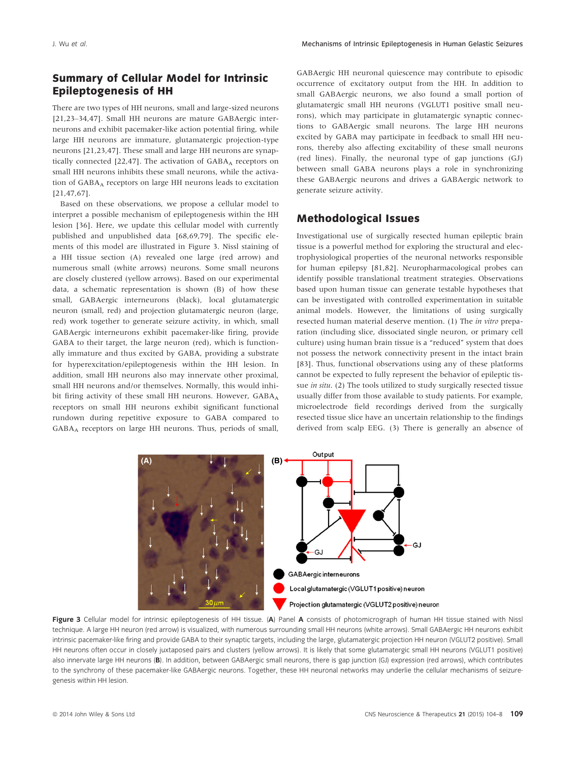## Summary of Cellular Model for Intrinsic Epileptogenesis of HH

There are two types of HH neurons, small and large-sized neurons [21,23–34,47]. Small HH neurons are mature GABAergic interneurons and exhibit pacemaker-like action potential firing, while large HH neurons are immature, glutamatergic projection-type neurons [21,23,47]. These small and large HH neurons are synaptically connected [22,47]. The activation of $GABA_A$ receptors on small HH neurons inhibits these small neurons, while the activation of $GABA_A$ receptors on large HH neurons leads to excitation [21,47,67].

Based on these observations, we propose a cellular model to interpret a possible mechanism of epileptogenesis within the HH lesion [36]. Here, we update this cellular model with currently published and unpublished data [68,69,79]. The specific elements of this model are illustrated in Figure 3. Nissl staining of a HH tissue section (A) revealed one large (red arrow) and numerous small (white arrows) neurons. Some small neurons are closely clustered (yellow arrows). Based on our experimental data, a schematic representation is shown (B) of how these small, GABAergic interneurons (black), local glutamatergic neuron (small, red) and projection glutamatergic neuron (large, red) work together to generate seizure activity, in which, small GABAergic interneurons exhibit pacemaker-like firing, provide GABA to their target, the large neuron (red), which is functionally immature and thus excited by GABA, providing a substrate for hyperexcitation/epileptogenesis within the HH lesion. In addition, small HH neurons also may innervate other proximal, small HH neurons and/or themselves. Normally, this would inhibit firing activity of these small HH neurons. However, $GABA_A$ receptors on small HH neurons exhibit significant functional rundown during repetitive exposure to GABA compared to $GABA_A$ receptors on large HH neurons. Thus, periods of small, GABAergic HH neuronal quiescence may contribute to episodic occurrence of excitatory output from the HH. In addition to small GABAergic neurons, we also found a small portion of glutamatergic small HH neurons (VGLUT1 positive small neurons), which may participate in glutamatergic synaptic connections to GABAergic small neurons. The large HH neurons excited by GABA may participate in feedback to small HH neurons, thereby also affecting excitability of these small neurons (red lines). Finally, the neuronal type of gap junctions (GJ) between small GABA neurons plays a role in synchronizing these GABAergic neurons and drives a GABAergic network to generate seizure activity.

## Methodological Issues

Investigational use of surgically resected human epileptic brain tissue is a powerful method for exploring the structural and electrophysiological properties of the neuronal networks responsible for human epilepsy [81,82]. Neuropharmacological probes can identify possible translational treatment strategies. Observations based upon human tissue can generate testable hypotheses that can be investigated with controlled experimentation in suitable animal models. However, the limitations of using surgically resected human material deserve mention. (1) The *in vitro* preparation (including slice, dissociated single neuron, or primary cell culture) using human brain tissue is a "reduced" system that does not possess the network connectivity present in the intact brain [83]. Thus, functional observations using any of these platforms cannot be expected to fully represent the behavior of epileptic tissue *in situ*. (2) The tools utilized to study surgically resected tissue usually differ from those available to study patients. For example, microelectrode field recordings derived from the surgically resected tissue slice have an uncertain relationship to the findings derived from scalp EEG. (3) There is generally an absence of

**Figure 3** Cellular model for intrinsic epileptogenesis of HH tissue. (**A**) Panel **A** consists of photomicrograph of human HH tissue stained with Nissl technique. A large HH neuron (red arrow) is visualized, with numerous surrounding small HH neurons (white arrows). Small GABAergic HH neurons exhibit intrinsic pacemaker-like firing and provide GABA to their synaptic targets, including the large, glutamatergic projection HH neuron (VGLUT2 positive). Small HH neurons often occur in closely juxtaposed pairs and clusters (yellow arrows). It is likely that some glutamatergic small HH neurons (VGLUT1 positive) also innervate large HH neurons (**B**). In addition, between GABAergic small neurons, there is gap junction (GJ) expression (red arrows), which contributes to the synchrony of these pacemaker-like GABAergic neurons. Together, these HH neuronal networks may underlie the cellular mechanisms of seizuregenesis within HH lesion.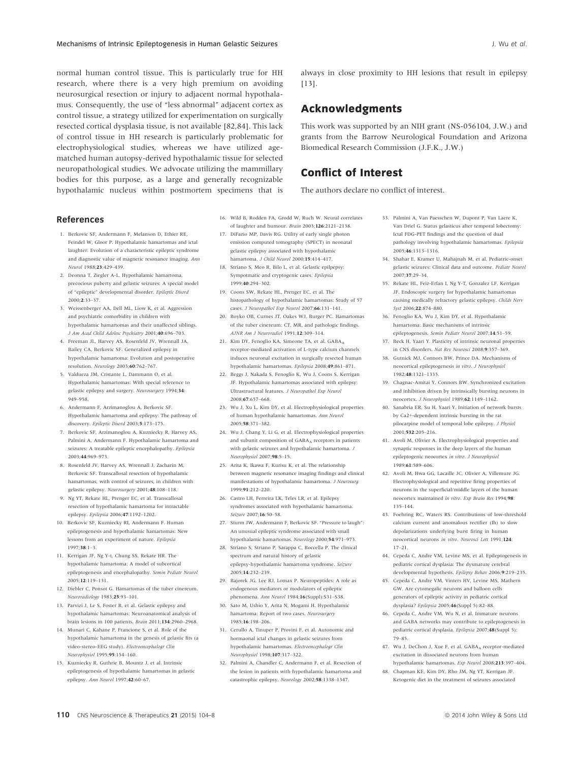normal human control tissue. This is particularly true for HH research, where there is a very high premium on avoiding neurosurgical resection or injury to adjacent normal hypothalamus. Consequently, the use of "less abnormal" adjacent cortex as control tissue, a strategy utilized for experimentation on surgically resected cortical dysplasia tissue, is not available [82,84]. This lack of control tissue in HH research is particularly problematic for electrophysiological studies, whereas we have utilized age-matched human autopsy-derived hypothalamic tissue for selected neuropathological studies. We advocate utilizing the mammillary bodies for this purpose, as a large and generally recognizable hypothalamic nucleus within postmortem specimens that is always in close proximity to HH lesions that result in epilepsy [13].

## Acknowledgments

This work was supported by an NIH grant (NS-056104, J.W.) and grants from the Barrow Neurological Foundation and Arizona Biomedical Research Commission (J.F.K., J.W.)

## Conflict of Interest

The authors declare no conflict of interest.

## References

1. Berkovic SF, Andermann F, Melanson D, Ethier RE, Feindel W, Gloor P. Hypothalamic hamartomas and ictal laughter: Evolution of a characteristic epileptic syndrome and diagnostic value of magnetic resonance imaging. *Ann Neurol* 1988;**23**:429–439.
2. Deonna T, Ziegler A-L. Hypothalamic hamartoma, precocious puberty and gelastic seizures: A special model of "epileptic" developmental disorder. *Epileptic Disord* 2000;**2**:33–37.
3. Weissenberger AA, Dell ML, Liow K, et al. Aggression and psychiatric comorbidity in children with hypothalamic hamartomas and their unaffected siblings. *J Am Acad Child Adolesc Psychiatry* 2001;**40**:696–703.
4. Freeman JL, Harvey AS, Rosenfeld JV, Wrennall JA, Bailey CA, Berkovic SF. Generalized epilepsy in hypothalamic hamartoma: Evolution and postoperative resolution. *Neurology* 2003;**60**:762–767.
5. Valdueza JM, Cristante L, Dammann O, et al. Hypothalamic hamartomas: With special reference to gelastic epilepsy and surgery. *Neurosurgery* 1994;**34**: 949–958.
6. Andermann F, Arzimanoglou A, Berkovic SF. Hypothalamic hamartoma and epilepsy: The pathway of discovery. *Epileptic Disord* 2003;**5**:173–175.
7. Berkovic SF, Arzimanoglou A, Kuzniecky R, Harvey AS, Palmini A, Andermann F. Hypothalamic hamartoma and seizures: A treatable epileptic encephalopathy. *Epilepsia* 2003;**44**:969–973.
8. Rosenfeld JV, Harvey AS, Wrennall J, Zacharin M, Berkovic SF. Transcallosal resection of hypothalamic hamartomas, with control of seizures, in children with gelastic epilepsy. *Neurosurgery* 2001;**48**:108–118.
9. Ng YT, Rekate HL, Prenger EC, et al. Transcallosal resection of hypothalamic hamartoma for intractable epilepsy. *Epilepsia* 2006;**47**:1192–1202.
10. Berkovic SF, Kuzniecky RI, Andermann F. Human epileptogenesis and hypothalamic hamartomas: New lessons from an experiment of nature. *Epilepsia* 1997;**38**:1–3.
11. Kerrigan JF, Ng Y-t, Chung SS, Rekate HR. The hypothalamic hamartoma: A model of subcortical epileptogenesis and encephalopathy. *Semin Pediatr Neurol* 2005;**12**:119–131.
12. Diebler C, Ponsot G. Hamartomas of the tuber cinereum. *Neuroradiology* 1983;**25**:93–101.
13. Parvizi J, Le S, Foster B, et al. Gelastic epilepsy and hypothalamic hamartomas: Neuroanatomical analysis of brain lesions in 100 patients. *Brain* 2011;**134**:2960–2968.
14. Munari C, Kahane P, Francione S, et al. Role of the hypothalamic hamartoma in the genesis of gelastic fits (a video-stereo-EEG study). *Electroencephalogr Clin Neurophysiol* 1995;**95**:154–160.
15. Kuzniecky R, Guthrie B, Mountz J, et al. Intrinsic epileptogenesis of hypothalamic hamartomas in gelastic epilepsy. *Ann Neurol* 1997;**42**:60–67.
16. Wild B, Rodden FA, Grodd W, Ruch W. Neural correlates of laughter and humour. *Brain* 2003;**126**:2121–2138.
17. DiFazio MP, Davis RG. Utility of early single photon emission computed tomography (SPECT) in neonatal gelastic epilepsy associated with hypothalamic hamartoma. *J Child Neurol* 2000;**15**:414–417.
18. Striano S, Meo R, Bilo L, et al. Gelastic epilpespy: Sympotmatic and cryptogenic cases. *Epilepsia* 1999;**40**:294–302.
19. Coons SW, Rekate HL, Prenger EC, et al. The histopathology of hypothalamic hamartomas: Study of 57 cases. *J Neuropathol Exp Neurol* 2007;**66**:131–141.
20. Boyko OB, Curnes JT, Oakes WJ, Burger PC. Hamartomas of the tuber cinereum: CT, MR, and pathologic findings. *AJNR Am J Neuroradiol* 1991;**12**:309–314.
21. Kim DY, Fenoglio KA, Simeone TA, et al. $GABA_A$ receptor-mediated activation of L-type calcium channels induces neuronal excitation in surgically resected human hypothalamic hamartomas. *Epilepsia* 2008;**49**:861–871.
22. Beggs J, Nakada S, Fenoglio K, Wu J, Coons S, Kerrigan JF. Hypothalamic hamartomas associated with epilepsy: Ultrastructural features. *J Neuropathol Exp Neurol* 2008;**67**:657–668.
23. Wu J, Xu L, Kim DY, et al. Electrophysiological properties of human hypothalamic hamartomas. *Ann Neurol* 2005;**58**:371–382.
24. Wu J, Chang Y, Li G, et al. Electrophysiological properties and subunit composition of $GABA_A$ receptors in patients with gelastic seizures and hypothalamic hamartoma. *J Neurophysiol* 2007;**98**:5–15.
25. Arita K, Ikawa F, Kurisu K, et al. The relationship between magnetic resonance imaging findings and clinical manifestations of hypothalamic hamartoma. *J Neurosurg* 1999;**91**:212–220.
26. Castro LH, Ferreira LK, Teles LR, et al. Epilepsy syndromes associated with hypothalamic hamartoma. *Seizure* 2007;**16**:50–58.
27. Sturm JW, Andermann F, Berkovic SF. "Pressure to laugh": An unusual epileptic syndrome associated with small hypothalamic hamartomas. *Neurology* 2000;**54**:971–973.
28. Striano S, Striano P, Sarappa C, Boccella P. The clinical spectrum and natural history of gelastic epilepsy-hypothalamic hamartoma syndrome. *Seizure* 2005;**14**:232–239.
29. Bajorek JG, Lee RJ, Lomax P. Neuropeptides: A role as endogenous mediators or modulators of epileptic phenomena. *Ann Neurol* 1984;**16**(Suppl):S31–S38.
30. Sato M, Ushio Y, Arita N, Mogami H. Hypothalamic hamartoma: Report of two cases. *Neurosurgery* 1985;**16**:198–206.
31. Cerullo A, Tinuper P, Provini F, et al. Autonomic and hormaonal ictal changes in gelastic seizures from hypothalamic hamartomas. *Electroencephalogr Clin Neurophysiol* 1998;**107**:317–322.
32. Palmini A, Chandler C, Andermann F, et al. Resection of the lesion in patients with hypothalamic hamartoma and catastrophic epilepsy. *Neurology* 2002;**58**:1338–1347.
33. Palmini A, Van Paesschen W, Dupont P, Van Laere K, Van Driel G. Status gelasticus after temporal lobectomy: Ictal FDG-PET findings and the question of dual pathology involving hypothalamic hamartomas. *Epilepsia* 2005;**46**:1313–1316.
34. Shahar E, Kramer U, Mahajnah M, et al. Pediatric-onset gelastic seizures: Clinical data and outcome. *Pediatr Neurol* 2007;**37**:29–34.
35. Rekate HL, Feiz-Erfan I, Ng Y-T, Gonzalez LF, Kerrigan JF. Endoscopic surgery for hypothalamic hamartomas causing medically refractory gelastic epilepsy. *Childs Nerv Syst* 2006;**22**:874–880.
36. Fenoglio KA, Wu J, Kim DY, et al. Hypothalamic hamartoma: Basic mechanisms of intrinsic epileptogenesis. *Semin Pediatr Neurol* 2007;**14**:51–59.
37. Beck H, Yaari Y. Plasticity of intrinsic neuronal properties in CNS disorders. *Nat Rev Neurosci* 2008;**9**:357–369.
38. Gutnick MJ, Connors BW, Prince DA. Mechanisms of neocortical epileptogenesis *in vitro*. *J Neurophysiol* 1982;**48**:1321–1335.
39. Chagnac-Amitai Y, Connors BW. Synchronized excitation and inhibition driven by intrinsically bursting neurons in neocortex. *J Neurophysiol* 1989;**62**:1149–1162.
40. Sanabria ER, Su H, Yaari Y. Initiation of network bursts by Ca2+-dependent intrinsic bursting in the rat pilocarpine model of temporal lobe epilepsy. *J Physiol* 2001;**532**:205–216.
41. Avoli M, Olivier A. Electrophysiological properties and synaptic responses in the deep layers of the human epileptogenic neocortex *in vitro*. *J Neurophysiol* 1989;**61**:589–606.
42. Avoli M, Hwa GG, Lacaille JC, Olivier A, Villemure JG. Electrophysiological and repetitive firing properties of neurons in the superficial/middle layers of the human neocortex maintained *in vitro*. *Exp Brain Res* 1994;**98**: 135–144.
43. Foehring RC, Waters RS. Contributions of low-threshold calcium current and anomalous rectifier (Ih) to slow depolarizations underlying burst firing in human neocortical neurons *in vitro*. *Neurosci Lett* 1991;**124**: 17–21.
44. Cepeda C, Andre VM, Levine MS, et al. Epileptogenesis in pediatric cortical dysplasia: The dysmature cerebral developmental hypothesis. *Epilepsy Behav* 2006;**9**:219–235.
45. Cepeda C, Andre VM, Vinters HV, Levine MS, Mathern GW. Are cytomegalic neurons and balloon cells generators of epileptic activity in pediatric cortical dysplasia? *Epilepsia* 2005;**46**(Suppl 5):82–88.
46. Cepeda C, Andre VM, Wu N, et al. Immature neurons and GABA networks may contribute to epileptogenesis in pediatric cortical dysplasia. *Epilepsia* 2007;**48**(Suppl 5): 79–85.
47. Wu J, DeChon J, Xue F, et al. $GABA_A$ receptor-mediated excitation in dissociated neurons from human hypothalamic hamartomas. *Exp Neurol* 2008;**213**:397–404.
48. Chapman KE, Kim DY, Rho JM, Ng YT, Kerrigan JF. Ketogenic diet in the treatment of seizures associated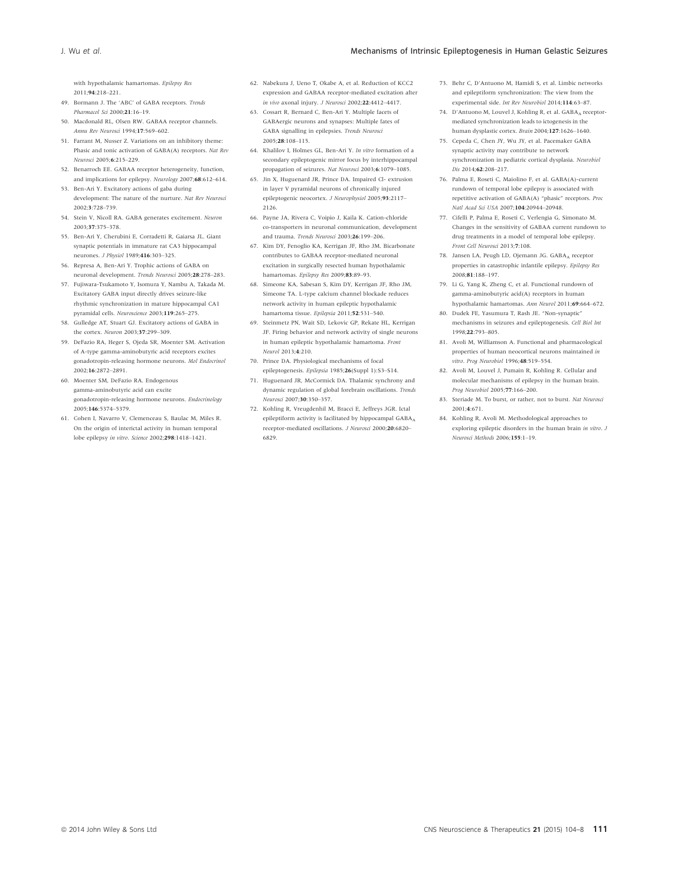with hypothalamic hamartomas. *Epilepsy Res* 2011;**94**:218–221.

49. Bormann J. The 'ABC' of GABA receptors. *Trends Pharmacol Sci* 2000;**21**:16–19.
50. Macdonald RL, Olsen RW. GABAA receptor channels. *Annu Rev Neurosci* 1994;**17**:569–602.
51. Farrant M, Nusser Z. Variations on an inhibitory theme: Phasic and tonic activation of GABA(A) receptors. *Nat Rev Neurosci* 2005;**6**:215–229.
52. Benarroch EE. GABAA receptor heterogeneity, function, and implications for epilepsy. *Neurology* 2007;**68**:612–614.
53. Ben-Ari Y. Excitatory actions of gaba during development: The nature of the nurture. *Nat Rev Neurosci* 2002;**3**:728–739.
54. Stein V, Nicoll RA. GABA generates excitement. *Neuron* 2003;**37**:375–378.
55. Ben-Ari Y, Cherubini E, Corradetti R, Gaiarsa JL. Giant synaptic potentials in immature rat CA3 hippocampal neurones. *J Physiol* 1989;**416**:303–325.
56. Represa A, Ben-Ari Y. Trophic actions of GABA on neuronal development. *Trends Neurosci* 2005;**28**:278–283.
57. Fujiwara-Tsukamoto Y, Isomura Y, Nambu A, Takada M. Excitatory GABA input directly drives seizure-like rhythmic synchronization in mature hippocampal CA1 pyramidal cells. *Neuroscience* 2003;**119**:265–275.
58. Gulledge AT, Stuart GJ. Excitatory actions of GABA in the cortex. *Neuron* 2003;**37**:299–309.
59. DeFazio RA, Heger S, Ojeda SR, Moenter SM. Activation of A-type gamma-aminobutyric acid receptors excites gonadotropin-releasing hormone neurons. *Mol Endocrinol* 2002;**16**:2872–2891.
60. Moenter SM, DeFazio RA. Endogenous gamma-aminobutyric acid can excite gonadotropin-releasing hormone neurons. *Endocrinology* 2005;**146**:5374–5379.
61. Cohen I, Navarro V, Clemenceau S, Baulac M, Miles R. On the origin of interictal activity in human temporal lobe epilepsy *in vitro*. *Science* 2002;**298**:1418–1421.
62. Nabekura J, Ueno T, Okabe A, et al. Reduction of KCC2 expression and GABAA receptor-mediated excitation after *in vivo* axonal injury. *J Neurosci* 2002;**22**:4412–4417.
63. Cossart R, Bernard C, Ben-Ari Y. Multiple facets of GABAergic neurons and synapses: Multiple fates of GABA signalling in epilepsies. *Trends Neurosci* 2005;**28**:108–115.
64. Khalilov I, Holmes GL, Ben-Ari Y. *In vitro* formation of a secondary epileptogenic mirror focus by interhippocampal propagation of seizures. *Nat Neurosci* 2003;**6**:1079–1085.
65. Jin X, Huguenard JR, Prince DA. Impaired Cl- extrusion in layer V pyramidal neurons of chronically injured epileptogenic neocortex. *J Neurophysiol* 2005;**93**:2117–2126.
66. Payne JA, Rivera C, Voipio J, Kaila K. Cation-chloride co-transporters in neuronal communication, development and trauma. *Trends Neurosci* 2003;**26**:199–206.
67. Kim DY, Fenoglio KA, Kerrigan JF, Rho JM. Bicarbonate contributes to GABAA receptor-mediated neuronal excitation in surgically resected human hypothalamic hamartomas. *Epilepsy Res* 2009;**83**:89–93.
68. Simeone KA, Sabesan S, Kim DY, Kerrigan JF, Rho JM, Simeone TA. L-type calcium channel blockade reduces network activity in human epileptic hypothalamic hamartoma tissue. *Epilepsia* 2011;**52**:531–540.
69. Steinmetz PN, Wait SD, Lekovic GP, Rekate HL, Kerrigan JF. Firing behavior and network activity of single neurons in human epileptic hypothalamic hamartoma. *Front Neurol* 2013;**4**:210.
70. Prince DA. Physiological mechanisms of focal epileptogenesis. *Epilepsia* 1985;**26**(Suppl 1):S3–S14.
71. Huguenard JR, McCormick DA. Thalamic synchrony and dynamic regulation of global forebrain oscillations. *Trends Neurosci* 2007;**30**:350–357.
72. Kohling R, Vreugdenhil M, Bracci E, Jeffreys JGR. Ictal epileptiform activity is facilitated by hippocampal $GABA_A$ receptor-mediated oscillations. *J Neurosci* 2000;**20**:6820–6829.
73. Behr C, D'Antuono M, Hamidi S, et al. Limbic networks and epileptiform synchronization: The view from the experimental side. *Int Rev Neurobiol* 2014;**114**:63–87.
74. D'Antuono M, Louvel J, Kohling R, et al. $GABA_A$ receptor-mediated synchronization leads to ictogenesis in the human dysplastic cortex. *Brain* 2004;**127**:1626–1640.
75. Cepeda C, Chen JY, Wu JY, et al. Pacemaker GABA synaptic activity may contribute to network synchronization in pediatric cortical dysplasia. *Neurobiol Dis* 2014;**62**:208–217.
76. Palma E, Roseti C, Maiolino F, et al. GABA(A)-current rundown of temporal lobe epilepsy is associated with repetitive activation of GABA(A) "phasic" receptors. *Proc Natl Acad Sci USA* 2007;**104**:20944–20948.
77. Cifelli P, Palma E, Roseti C, Verlengia G, Simonato M. Changes in the sensitivity of GABAA current rundown to drug treatments in a model of temporal lobe epilepsy. *Front Cell Neurosci* 2013;**7**:108.
78. Jansen LA, Peugh LD, Ojemann JG. $GABA_A$ receptor properties in catastrophic infantile epilepsy. *Epilepsy Res* 2008;**81**:188–197.
79. Li G, Yang K, Zheng C, et al. Functional rundown of gamma-aminobutyric acid(A) receptors in human hypothalamic hamartomas. *Ann Neurol* 2011;**69**:664–672.
80. Dudek FE, Yasumura T, Rash JE. "Non-synaptic" mechanisms in seizures and epileptogenesis. *Cell Biol Int* 1998;**22**:793–805.
81. Avoli M, Williamson A. Functional and pharmacological properties of human neocortical neurons maintained *in vitro*. *Prog Neurobiol* 1996;**48**:519–554.
82. Avoli M, Louvel J, Pumain R, Kohling R. Cellular and molecular mechanisms of epilepsy in the human brain. *Prog Neurobiol* 2005;**77**:166–200.
83. Steriade M. To burst, or rather, not to burst. *Nat Neurosci* 2001;**4**:671.
84. Kohling R, Avoli M. Methodological approaches to exploring epileptic disorders in the human brain *in vitro*. *J Neurosci Methods* 2006;**155**:1–19.